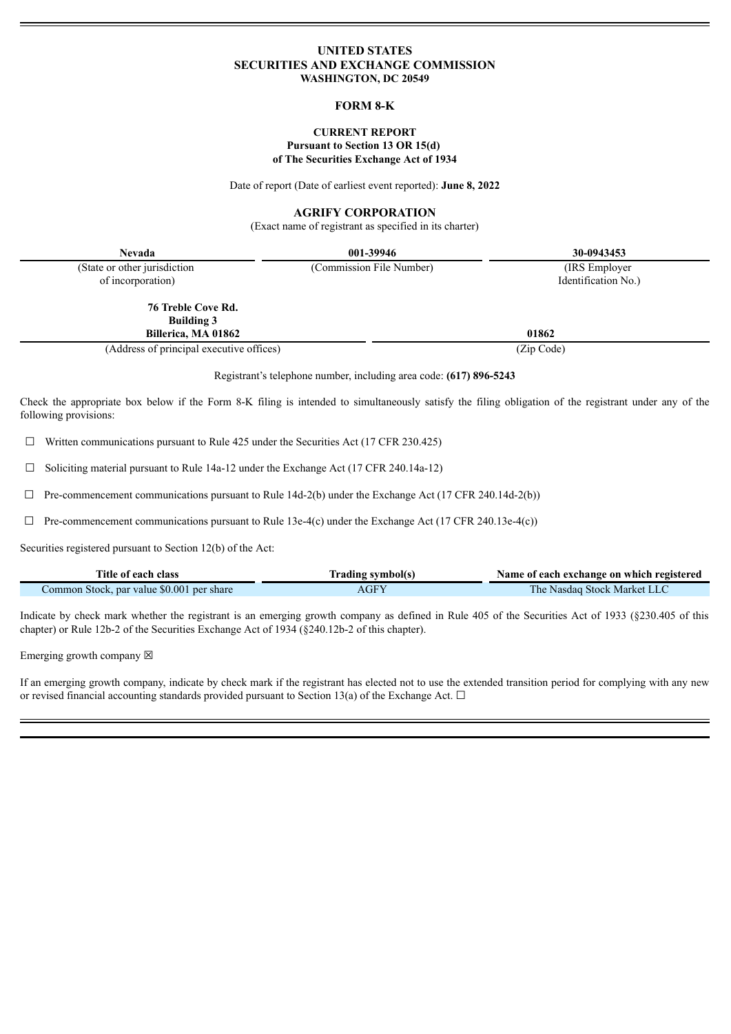**UNITED STATES**
**SECURITIES AND EXCHANGE COMMISSION**
**WASHINGTON, DC 20549**

**FORM 8-K**

**CURRENT REPORT**
**Pursuant to Section 13 OR 15(d)**
**of The Securities Exchange Act of 1934**

Date of report (Date of earliest event reported): **June 8, 2022**

**AGRIFY CORPORATION**
(Exact name of registrant as specified in its charter)

| **Nevada** | **001-39946** | **30-0943453** |
|---|---|---|
| (State or other jurisdiction of incorporation) | (Commission File Number) | (IRS Employer Identification No.) |

| **76 Treble Cove Rd. Building 3 Billerica, MA 01862** | **01862** |
|---|---|
| (Address of principal executive offices) | (Zip Code) |

Registrant's telephone number, including area code: **(617) 896-5243**

Check the appropriate box below if the Form 8-K filing is intended to simultaneously satisfy the filing obligation of the registrant under any of the following provisions:

☐ Written communications pursuant to Rule 425 under the Securities Act (17 CFR 230.425)

☐ Soliciting material pursuant to Rule 14a-12 under the Exchange Act (17 CFR 240.14a-12)

☐ Pre-commencement communications pursuant to Rule 14d-2(b) under the Exchange Act (17 CFR 240.14d-2(b))

☐ Pre-commencement communications pursuant to Rule 13e-4(c) under the Exchange Act (17 CFR 240.13e-4(c))

Securities registered pursuant to Section 12(b) of the Act:

| Title of each class | Trading symbol(s) | Name of each exchange on which registered |
|---|---|---|
| Common Stock, par value $0.001 per share | AGFY | The Nasdaq Stock Market LLC |

Indicate by check mark whether the registrant is an emerging growth company as defined in Rule 405 of the Securities Act of 1933 (§230.405 of this chapter) or Rule 12b-2 of the Securities Exchange Act of 1934 (§240.12b-2 of this chapter).

Emerging growth company ☒

If an emerging growth company, indicate by check mark if the registrant has elected not to use the extended transition period for complying with any new or revised financial accounting standards provided pursuant to Section 13(a) of the Exchange Act. ☐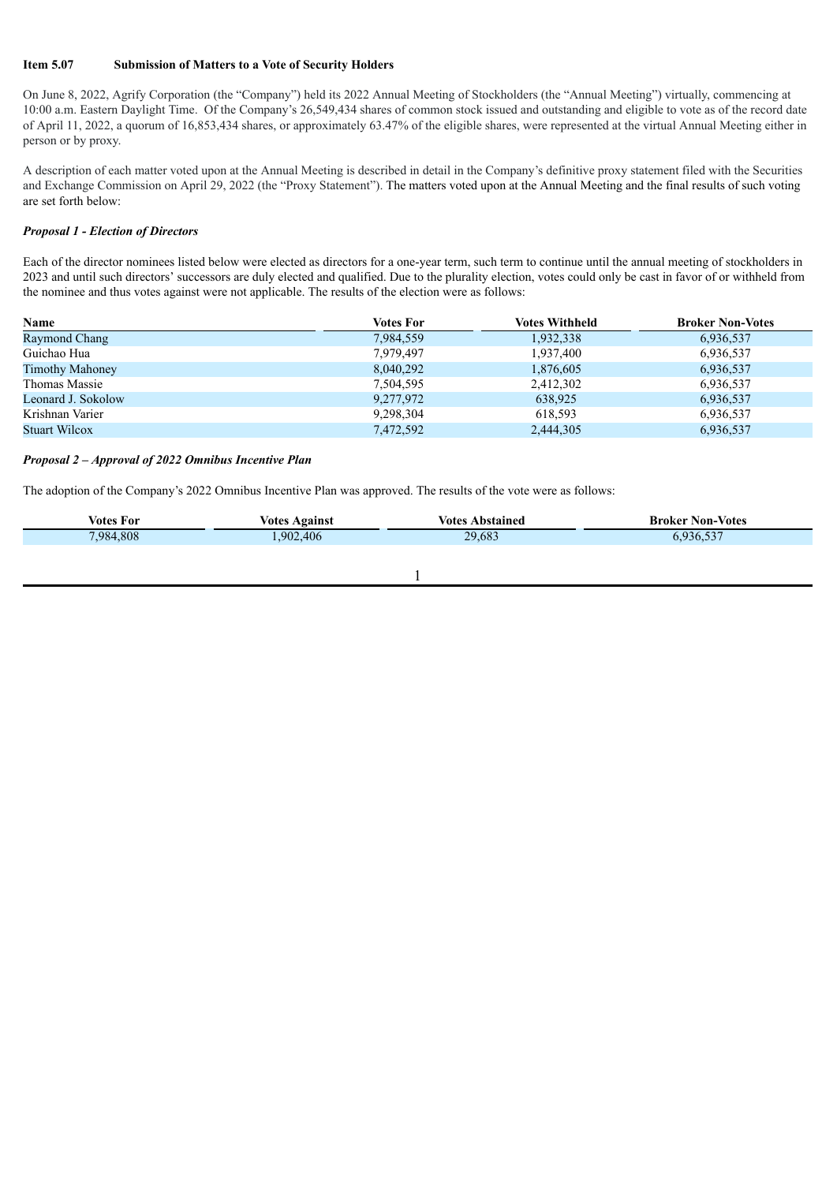**Item 5.07 Submission of Matters to a Vote of Security Holders**

On June 8, 2022, Agrify Corporation (the "Company") held its 2022 Annual Meeting of Stockholders (the "Annual Meeting") virtually, commencing at 10:00 a.m. Eastern Daylight Time. Of the Company's 26,549,434 shares of common stock issued and outstanding and eligible to vote as of the record date of April 11, 2022, a quorum of 16,853,434 shares, or approximately 63.47% of the eligible shares, were represented at the virtual Annual Meeting either in person or by proxy.

A description of each matter voted upon at the Annual Meeting is described in detail in the Company's definitive proxy statement filed with the Securities and Exchange Commission on April 29, 2022 (the "Proxy Statement"). The matters voted upon at the Annual Meeting and the final results of such voting are set forth below:

***Proposal 1 - Election of Directors***

Each of the director nominees listed below were elected as directors for a one-year term, such term to continue until the annual meeting of stockholders in 2023 and until such directors' successors are duly elected and qualified. Due to the plurality election, votes could only be cast in favor of or withheld from the nominee and thus votes against were not applicable. The results of the election were as follows:

| Name | Votes For | Votes Withheld | Broker Non-Votes |
|---|---|---|---|
| Raymond Chang | 7,984,559 | 1,932,338 | 6,936,537 |
| Guichao Hua | 7,979,497 | 1,937,400 | 6,936,537 |
| Timothy Mahoney | 8,040,292 | 1,876,605 | 6,936,537 |
| Thomas Massie | 7,504,595 | 2,412,302 | 6,936,537 |
| Leonard J. Sokolow | 9,277,972 | 638,925 | 6,936,537 |
| Krishnan Varier | 9,298,304 | 618,593 | 6,936,537 |
| Stuart Wilcox | 7,472,592 | 2,444,305 | 6,936,537 |

***Proposal 2 – Approval of 2022 Omnibus Incentive Plan***

The adoption of the Company's 2022 Omnibus Incentive Plan was approved. The results of the vote were as follows:

| Votes For | Votes Against | Votes Abstained | Broker Non-Votes |
|---|---|---|---|
| 7,984,808 | 1,902,406 | 29,683 | 6,936,537 |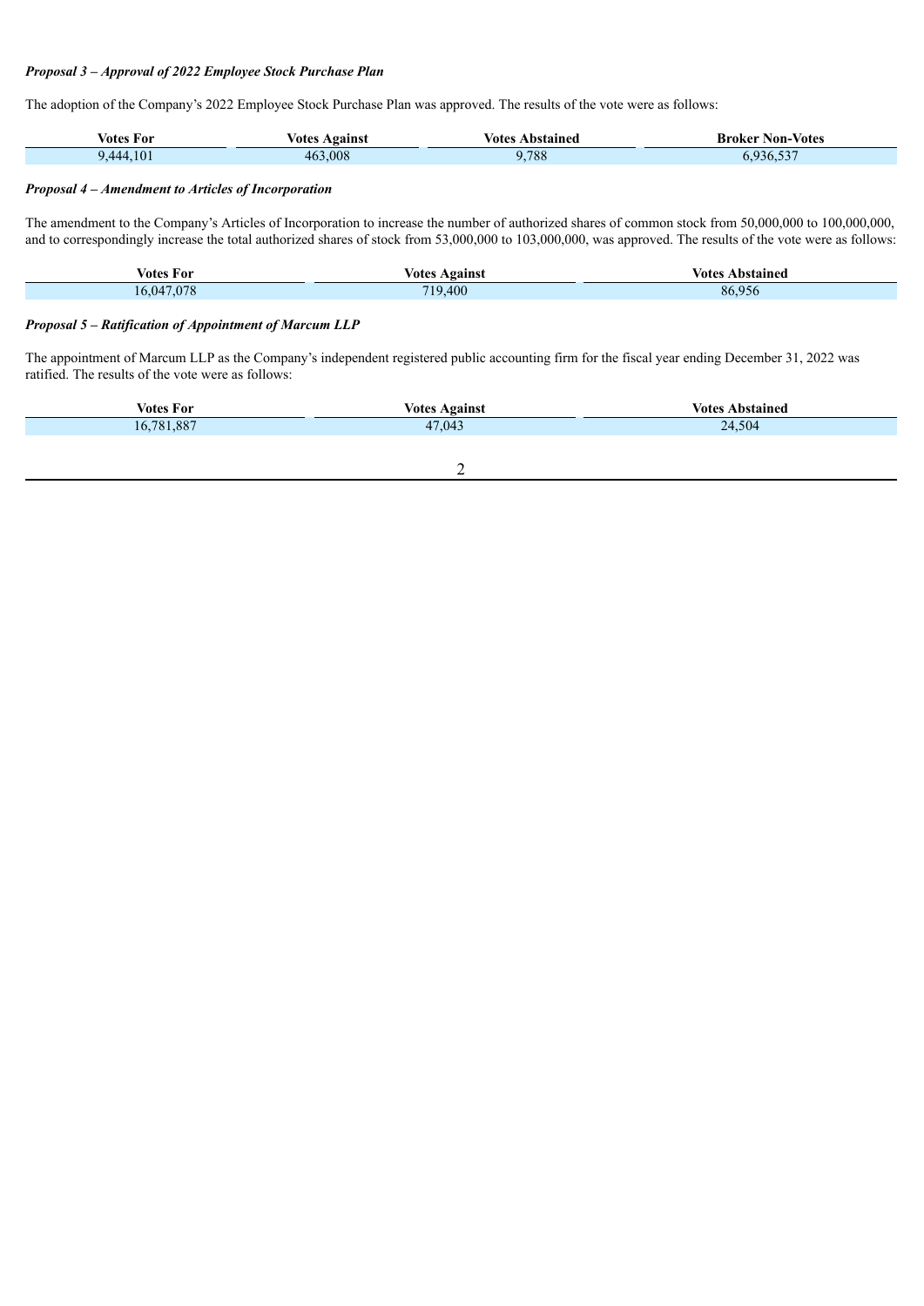***Proposal 3 – Approval of 2022 Employee Stock Purchase Plan***

The adoption of the Company's 2022 Employee Stock Purchase Plan was approved. The results of the vote were as follows:

| Votes For | Votes Against | Votes Abstained | Broker Non-Votes |
| --- | --- | --- | --- |
| 9,444,101 | 463,008 | 9,788 | 6,936,537 |

***Proposal 4 – Amendment to Articles of Incorporation***

The amendment to the Company's Articles of Incorporation to increase the number of authorized shares of common stock from 50,000,000 to 100,000,000, and to correspondingly increase the total authorized shares of stock from 53,000,000 to 103,000,000, was approved. The results of the vote were as follows:

| Votes For | Votes Against | Votes Abstained |
| --- | --- | --- |
| 16,047,078 | 719,400 | 86,956 |

***Proposal 5 – Ratification of Appointment of Marcum LLP***

The appointment of Marcum LLP as the Company's independent registered public accounting firm for the fiscal year ending December 31, 2022 was ratified. The results of the vote were as follows:

| Votes For | Votes Against | Votes Abstained |
| --- | --- | --- |
| 16,781,887 | 47,043 | 24,504 |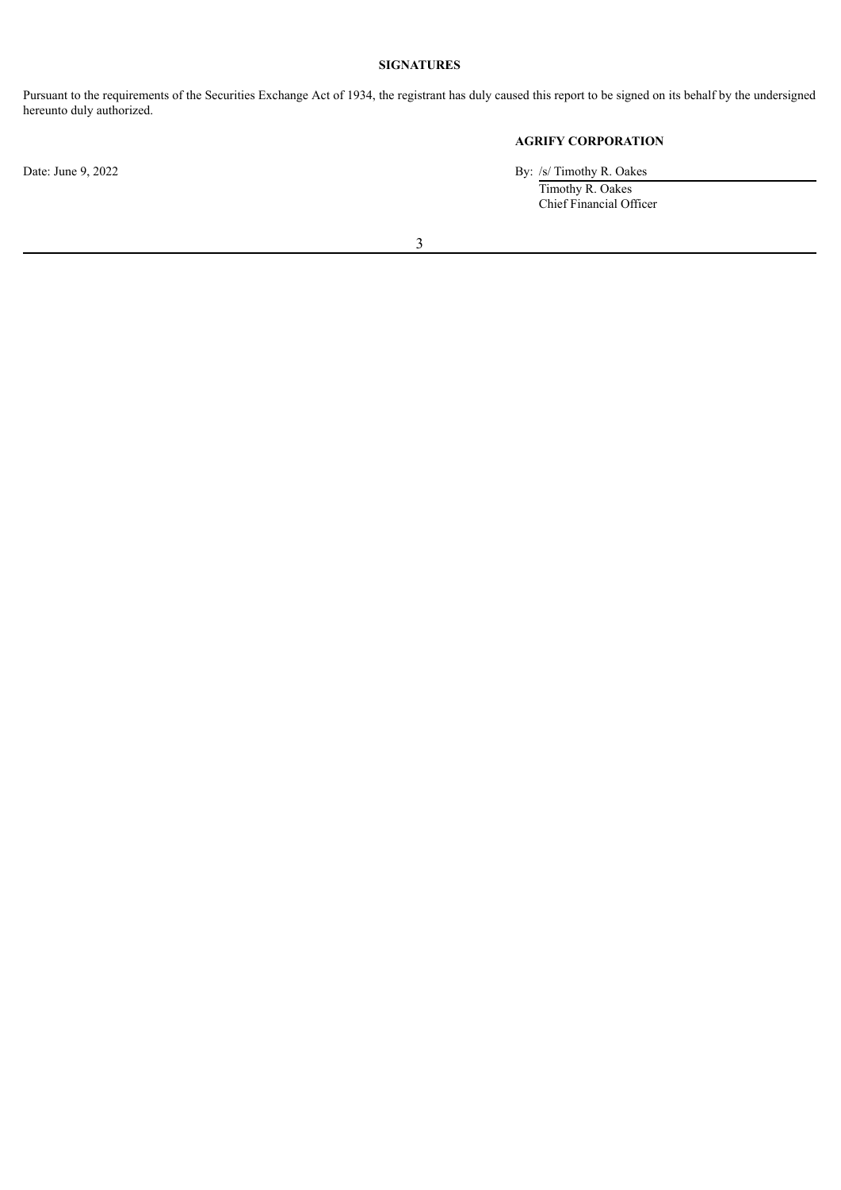**SIGNATURES**

Pursuant to the requirements of the Securities Exchange Act of 1934, the registrant has duly caused this report to be signed on its behalf by the undersigned hereunto duly authorized.

**AGRIFY CORPORATION**

Date: June 9, 2022

By: /s/ Timothy R. Oakes

Timothy R. Oakes
Chief Financial Officer